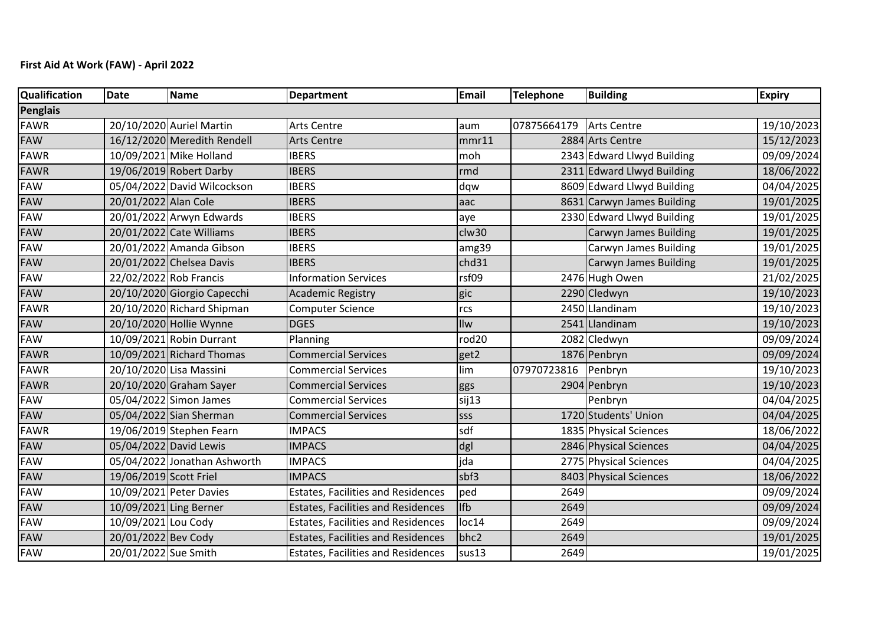**First Aid At Work (FAW) - April 2022**

| Qualification | Date | Name | Department | Email | Telephone | Building | Expiry |
|---|---|---|---|---|---|---|---|
| **Penglais** | | | | | | | |
| FAWR | 20/10/2020 | Auriel Martin | Arts Centre | aum | 07875664179 | Arts Centre | 19/10/2023 |
| FAW | 16/12/2020 | Meredith Rendell | Arts Centre | mmr11 | 2884 | Arts Centre | 15/12/2023 |
| FAWR | 10/09/2021 | Mike Holland | IBERS | moh | 2343 | Edward Llwyd Building | 09/09/2024 |
| FAWR | 19/06/2019 | Robert Darby | IBERS | rmd | 2311 | Edward Llwyd Building | 18/06/2022 |
| FAW | 05/04/2022 | David Wilcockson | IBERS | dqw | 8609 | Edward Llwyd Building | 04/04/2025 |
| FAW | 20/01/2022 | Alan Cole | IBERS | aac | 8631 | Carwyn James Building | 19/01/2025 |
| FAW | 20/01/2022 | Arwyn Edwards | IBERS | aye | 2330 | Edward Llwyd Building | 19/01/2025 |
| FAW | 20/01/2022 | Cate Williams | IBERS | clw30 | | Carwyn James Building | 19/01/2025 |
| FAW | 20/01/2022 | Amanda Gibson | IBERS | amg39 | | Carwyn James Building | 19/01/2025 |
| FAW | 20/01/2022 | Chelsea Davis | IBERS | chd31 | | Carwyn James Building | 19/01/2025 |
| FAW | 22/02/2022 | Rob Francis | Information Services | rsf09 | 2476 | Hugh Owen | 21/02/2025 |
| FAW | 20/10/2020 | Giorgio Capecchi | Academic Registry | gic | 2290 | Cledwyn | 19/10/2023 |
| FAWR | 20/10/2020 | Richard Shipman | Computer Science | rcs | 2450 | Llandinam | 19/10/2023 |
| FAW | 20/10/2020 | Hollie Wynne | DGES | llw | 2541 | Llandinam | 19/10/2023 |
| FAW | 10/09/2021 | Robin Durrant | Planning | rod20 | 2082 | Cledwyn | 09/09/2024 |
| FAWR | 10/09/2021 | Richard Thomas | Commercial Services | get2 | 1876 | Penbryn | 09/09/2024 |
| FAWR | 20/10/2020 | Lisa Massini | Commercial Services | lim | 07970723816 | Penbryn | 19/10/2023 |
| FAWR | 20/10/2020 | Graham Sayer | Commercial Services | ggs | 2904 | Penbryn | 19/10/2023 |
| FAW | 05/04/2022 | Simon James | Commercial Services | sij13 | | Penbryn | 04/04/2025 |
| FAW | 05/04/2022 | Sian Sherman | Commercial Services | sss | 1720 | Students' Union | 04/04/2025 |
| FAWR | 19/06/2019 | Stephen Fearn | IMPACS | sdf | 1835 | Physical Sciences | 18/06/2022 |
| FAW | 05/04/2022 | David Lewis | IMPACS | dgl | 2846 | Physical Sciences | 04/04/2025 |
| FAW | 05/04/2022 | Jonathan Ashworth | IMPACS | jda | 2775 | Physical Sciences | 04/04/2025 |
| FAW | 19/06/2019 | Scott Friel | IMPACS | sbf3 | 8403 | Physical Sciences | 18/06/2022 |
| FAW | 10/09/2021 | Peter Davies | Estates, Facilities and Residences | ped | 2649 | | 09/09/2024 |
| FAW | 10/09/2021 | Ling Berner | Estates, Facilities and Residences | lfb | 2649 | | 09/09/2024 |
| FAW | 10/09/2021 | Lou Cody | Estates, Facilities and Residences | loc14 | 2649 | | 09/09/2024 |
| FAW | 20/01/2022 | Bev Cody | Estates, Facilities and Residences | bhc2 | 2649 | | 19/01/2025 |
| FAW | 20/01/2022 | Sue Smith | Estates, Facilities and Residences | sus13 | 2649 | | 19/01/2025 |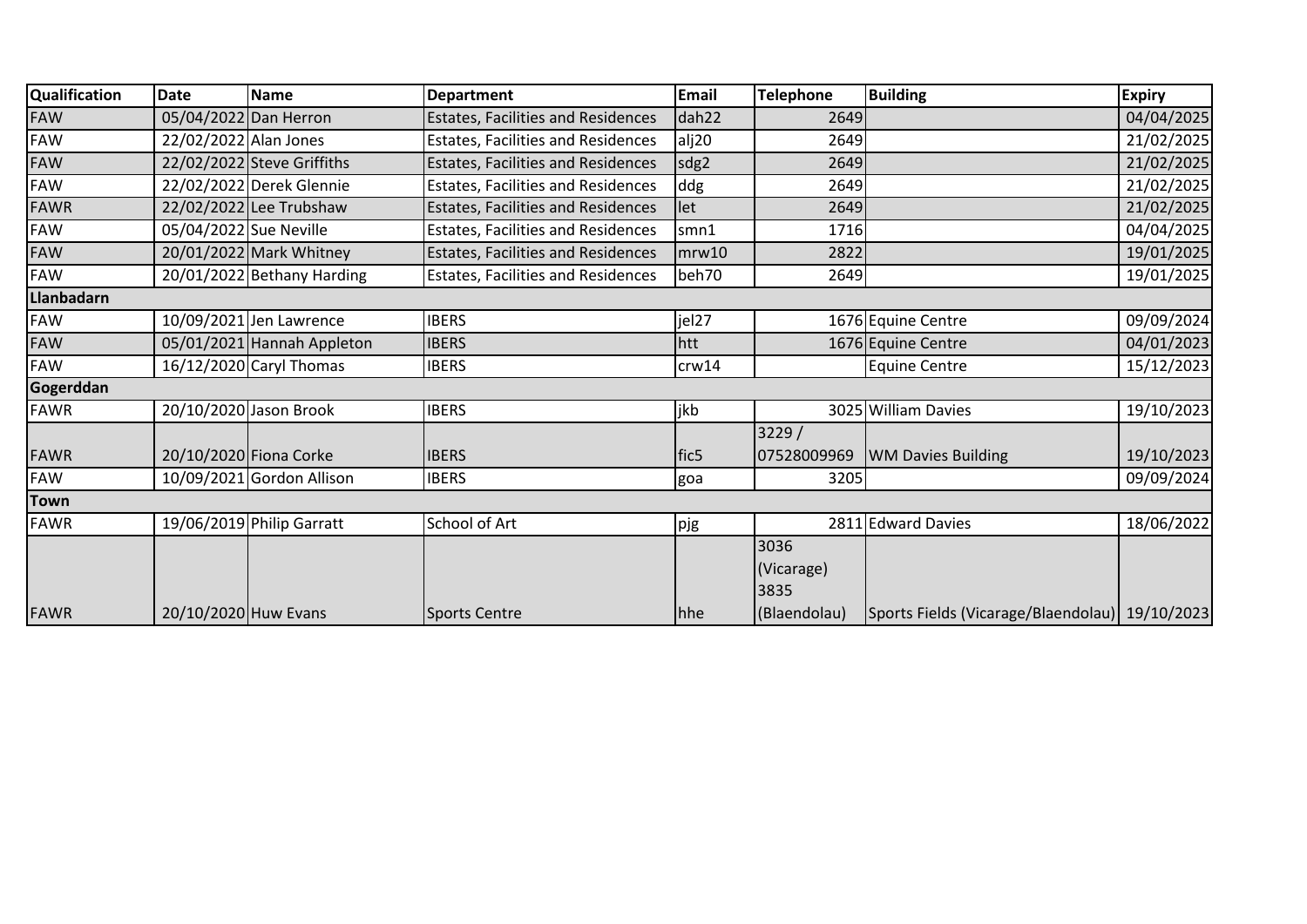| Qualification | Date | Name | Department | Email | Telephone | Building | Expiry |
|---|---|---|---|---|---|---|---|
| FAW | 05/04/2022 | Dan Herron | Estates, Facilities and Residences | dah22 | 2649 | | 04/04/2025 |
| FAW | 22/02/2022 | Alan Jones | Estates, Facilities and Residences | alj20 | 2649 | | 21/02/2025 |
| FAW | 22/02/2022 | Steve Griffiths | Estates, Facilities and Residences | sdg2 | 2649 | | 21/02/2025 |
| FAW | 22/02/2022 | Derek Glennie | Estates, Facilities and Residences | ddg | 2649 | | 21/02/2025 |
| FAWR | 22/02/2022 | Lee Trubshaw | Estates, Facilities and Residences | let | 2649 | | 21/02/2025 |
| FAW | 05/04/2022 | Sue Neville | Estates, Facilities and Residences | smn1 | 1716 | | 04/04/2025 |
| FAW | 20/01/2022 | Mark Whitney | Estates, Facilities and Residences | mrw10 | 2822 | | 19/01/2025 |
| FAW | 20/01/2022 | Bethany Harding | Estates, Facilities and Residences | beh70 | 2649 | | 19/01/2025 |
| **Llanbadarn** | | | | | | | |
| FAW | 10/09/2021 | Jen Lawrence | IBERS | jel27 | 1676 | Equine Centre | 09/09/2024 |
| FAW | 05/01/2021 | Hannah Appleton | IBERS | htt | 1676 | Equine Centre | 04/01/2023 |
| FAW | 16/12/2020 | Caryl Thomas | IBERS | crw14 | | Equine Centre | 15/12/2023 |
| **Gogerddan** | | | | | | | |
| FAWR | 20/10/2020 | Jason Brook | IBERS | jkb | 3025 | William Davies | 19/10/2023 |
| FAWR | 20/10/2020 | Fiona Corke | IBERS | fic5 | 3229 / 07528009969 | WM Davies Building | 19/10/2023 |
| FAW | 10/09/2021 | Gordon Allison | IBERS | goa | 3205 | | 09/09/2024 |
| **Town** | | | | | | | |
| FAWR | 19/06/2019 | Philip Garratt | School of Art | pjg | 2811 | Edward Davies | 18/06/2022 |
| FAWR | 20/10/2020 | Huw Evans | Sports Centre | hhe | 3036 (Vicarage) 3835 (Blaendolau) | Sports Fields (Vicarage/Blaendolau) | 19/10/2023 |